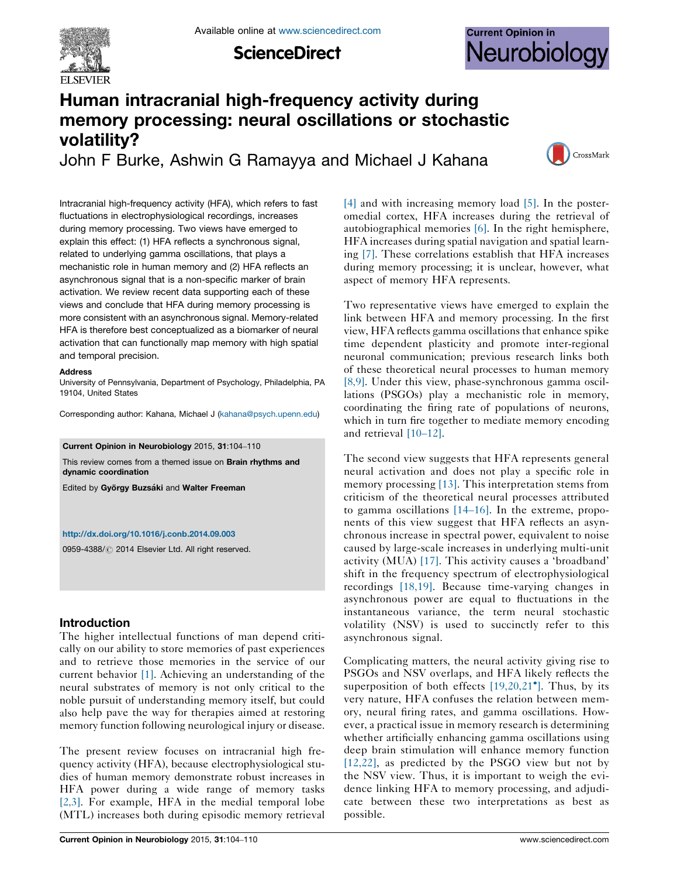# Human intracranial high-frequency activity during memory processing: neural oscillations or stochastic volatility?

John F Burke, Ashwin G Ramayya and Michael J Kahana

Intracranial high-frequency activity (HFA), which refers to fast fluctuations in electrophysiological recordings, increases during memory processing. Two views have emerged to explain this effect: (1) HFA reflects a synchronous signal, related to underlying gamma oscillations, that plays a mechanistic role in human memory and (2) HFA reflects an asynchronous signal that is a non-specific marker of brain activation. We review recent data supporting each of these views and conclude that HFA during memory processing is more consistent with an asynchronous signal. Memory-related HFA is therefore best conceptualized as a biomarker of neural activation that can functionally map memory with high spatial and temporal precision.

**Address**

University of Pennsylvania, Department of Psychology, Philadelphia, PA 19104, United States

Corresponding author: Kahana, Michael J (kahana@psych.upenn.edu)

**Current Opinion in Neurobiology** 2015, **31**:104–110

This review comes from a themed issue on **Brain rhythms and dynamic coordination**

Edited by **György Buzsáki** and **Walter Freeman**

http://dx.doi.org/10.1016/j.conb.2014.09.003

0959-4388/© 2014 Elsevier Ltd. All right reserved.

## Introduction

The higher intellectual functions of man depend critically on our ability to store memories of past experiences and to retrieve those memories in the service of our current behavior [1]. Achieving an understanding of the neural substrates of memory is not only critical to the noble pursuit of understanding memory itself, but could also help pave the way for therapies aimed at restoring memory function following neurological injury or disease.

The present review focuses on intracranial high frequency activity (HFA), because electrophysiological studies of human memory demonstrate robust increases in HFA power during a wide range of memory tasks [2,3]. For example, HFA in the medial temporal lobe (MTL) increases both during episodic memory retrieval [4] and with increasing memory load [5]. In the posteromedial cortex, HFA increases during the retrieval of autobiographical memories [6]. In the right hemisphere, HFA increases during spatial navigation and spatial learning [7]. These correlations establish that HFA increases during memory processing; it is unclear, however, what aspect of memory HFA represents.

Two representative views have emerged to explain the link between HFA and memory processing. In the first view, HFA reflects gamma oscillations that enhance spike time dependent plasticity and promote inter-regional neuronal communication; previous research links both of these theoretical neural processes to human memory [8,9]. Under this view, phase-synchronous gamma oscillations (PSGOs) play a mechanistic role in memory, coordinating the firing rate of populations of neurons, which in turn fire together to mediate memory encoding and retrieval [10–12].

The second view suggests that HFA represents general neural activation and does not play a specific role in memory processing [13]. This interpretation stems from criticism of the theoretical neural processes attributed to gamma oscillations [14–16]. In the extreme, proponents of this view suggest that HFA reflects an asynchronous increase in spectral power, equivalent to noise caused by large-scale increases in underlying multi-unit activity (MUA) [17]. This activity causes a 'broadband' shift in the frequency spectrum of electrophysiological recordings [18,19]. Because time-varying changes in asynchronous power are equal to fluctuations in the instantaneous variance, the term neural stochastic volatility (NSV) is used to succinctly refer to this asynchronous signal.

Complicating matters, the neural activity giving rise to PSGOs and NSV overlaps, and HFA likely reflects the superposition of both effects [19,20,21•]. Thus, by its very nature, HFA confuses the relation between memory, neural firing rates, and gamma oscillations. However, a practical issue in memory research is determining whether artificially enhancing gamma oscillations using deep brain stimulation will enhance memory function [12,22], as predicted by the PSGO view but not by the NSV view. Thus, it is important to weigh the evidence linking HFA to memory processing, and adjudicate between these two interpretations as best as possible.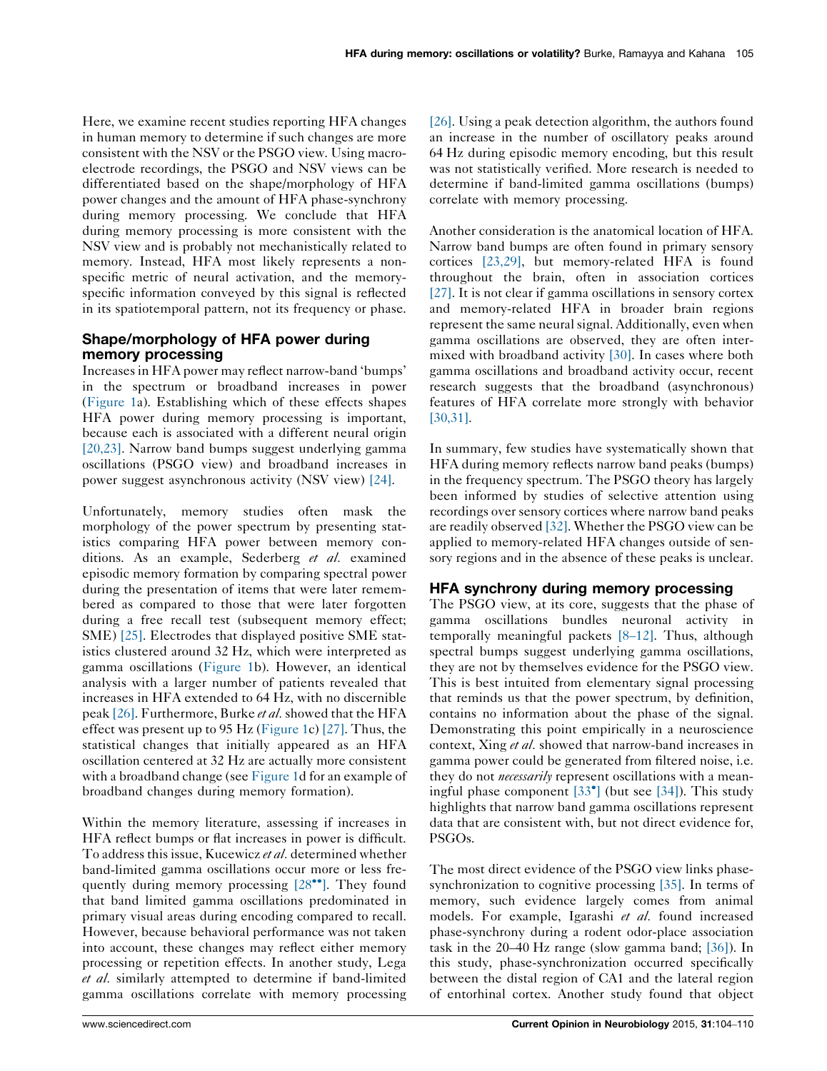Here, we examine recent studies reporting HFA changes in human memory to determine if such changes are more consistent with the NSV or the PSGO view. Using macroelectrode recordings, the PSGO and NSV views can be differentiated based on the shape/morphology of HFA power changes and the amount of HFA phase-synchrony during memory processing. We conclude that HFA during memory processing is more consistent with the NSV view and is probably not mechanistically related to memory. Instead, HFA most likely represents a non-specific metric of neural activation, and the memory-specific information conveyed by this signal is reflected in its spatiotemporal pattern, not its frequency or phase.

## Shape/morphology of HFA power during memory processing

Increases in HFA power may reflect narrow-band 'bumps' in the spectrum or broadband increases in power (Figure 1a). Establishing which of these effects shapes HFA power during memory processing is important, because each is associated with a different neural origin [20,23]. Narrow band bumps suggest underlying gamma oscillations (PSGO view) and broadband increases in power suggest asynchronous activity (NSV view) [24].

Unfortunately, memory studies often mask the morphology of the power spectrum by presenting statistics comparing HFA power between memory conditions. As an example, Sederberg *et al.* examined episodic memory formation by comparing spectral power during the presentation of items that were later remembered as compared to those that were later forgotten during a free recall test (subsequent memory effect; SME) [25]. Electrodes that displayed positive SME statistics clustered around 32 Hz, which were interpreted as gamma oscillations (Figure 1b). However, an identical analysis with a larger number of patients revealed that increases in HFA extended to 64 Hz, with no discernible peak [26]. Furthermore, Burke *et al.* showed that the HFA effect was present up to 95 Hz (Figure 1c) [27]. Thus, the statistical changes that initially appeared as an HFA oscillation centered at 32 Hz are actually more consistent with a broadband change (see Figure 1d for an example of broadband changes during memory formation).

Within the memory literature, assessing if increases in HFA reflect bumps or flat increases in power is difficult. To address this issue, Kucewicz *et al.* determined whether band-limited gamma oscillations occur more or less frequently during memory processing [28••]. They found that band limited gamma oscillations predominated in primary visual areas during encoding compared to recall. However, because behavioral performance was not taken into account, these changes may reflect either memory processing or repetition effects. In another study, Lega *et al.* similarly attempted to determine if band-limited gamma oscillations correlate with memory processing [26]. Using a peak detection algorithm, the authors found an increase in the number of oscillatory peaks around 64 Hz during episodic memory encoding, but this result was not statistically verified. More research is needed to determine if band-limited gamma oscillations (bumps) correlate with memory processing.

Another consideration is the anatomical location of HFA. Narrow band bumps are often found in primary sensory cortices [23,29], but memory-related HFA is found throughout the brain, often in association cortices [27]. It is not clear if gamma oscillations in sensory cortex and memory-related HFA in broader brain regions represent the same neural signal. Additionally, even when gamma oscillations are observed, they are often intermixed with broadband activity [30]. In cases where both gamma oscillations and broadband activity occur, recent research suggests that the broadband (asynchronous) features of HFA correlate more strongly with behavior [30,31].

In summary, few studies have systematically shown that HFA during memory reflects narrow band peaks (bumps) in the frequency spectrum. The PSGO theory has largely been informed by studies of selective attention using recordings over sensory cortices where narrow band peaks are readily observed [32]. Whether the PSGO view can be applied to memory-related HFA changes outside of sensory regions and in the absence of these peaks is unclear.

## HFA synchrony during memory processing

The PSGO view, at its core, suggests that the phase of gamma oscillations bundles neuronal activity in temporally meaningful packets [8–12]. Thus, although spectral bumps suggest underlying gamma oscillations, they are not by themselves evidence for the PSGO view. This is best intuited from elementary signal processing that reminds us that the power spectrum, by definition, contains no information about the phase of the signal. Demonstrating this point empirically in a neuroscience context, Xing *et al.* showed that narrow-band increases in gamma power could be generated from filtered noise, i.e. they do not *necessarily* represent oscillations with a meaningful phase component [33•] (but see [34]). This study highlights that narrow band gamma oscillations represent data that are consistent with, but not direct evidence for, PSGOs.

The most direct evidence of the PSGO view links phase-synchronization to cognitive processing [35]. In terms of memory, such evidence largely comes from animal models. For example, Igarashi *et al.* found increased phase-synchrony during a rodent odor-place association task in the 20–40 Hz range (slow gamma band; [36]). In this study, phase-synchronization occurred specifically between the distal region of CA1 and the lateral region of entorhinal cortex. Another study found that object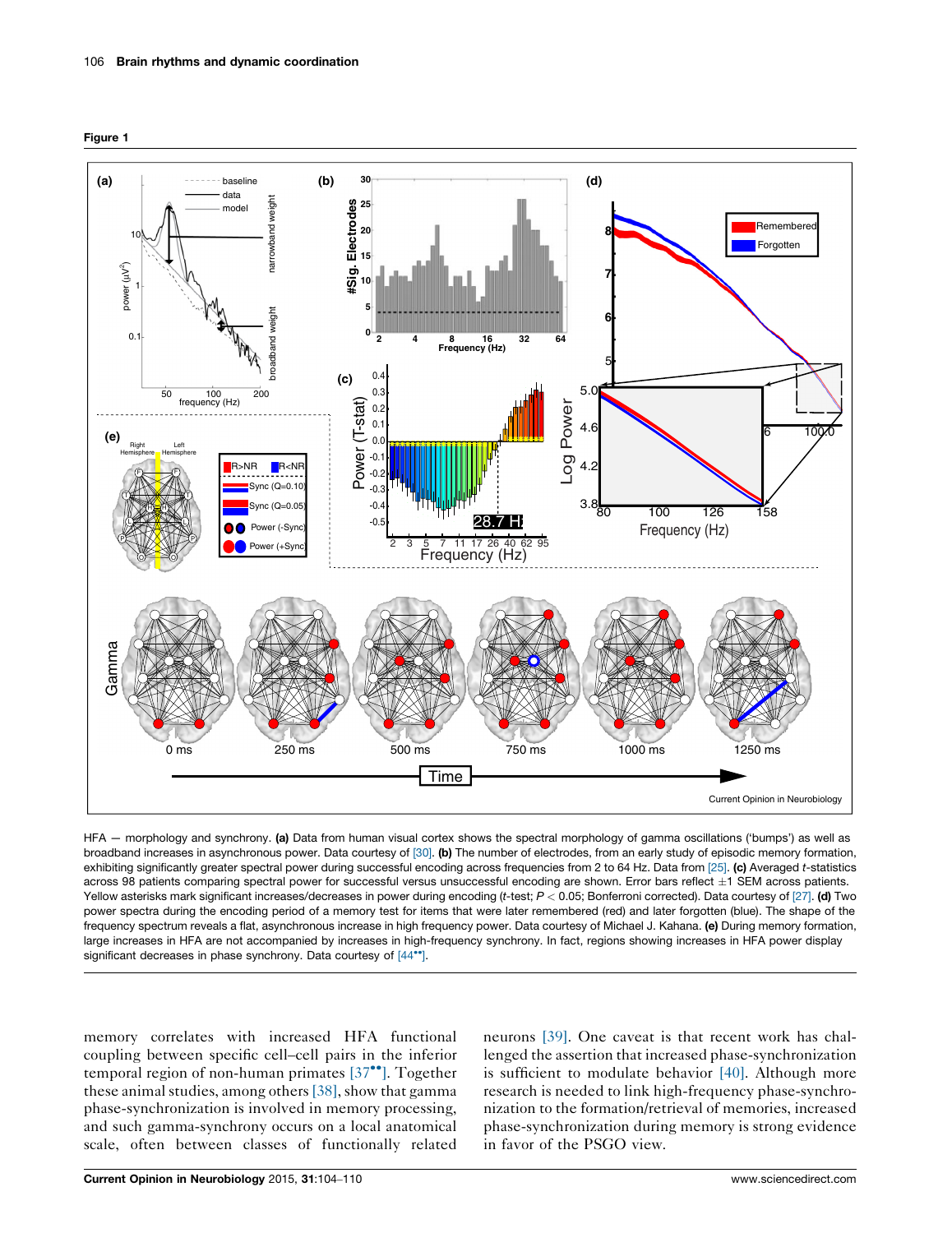**Figure 1**

HFA — morphology and synchrony. **(a)** Data from human visual cortex shows the spectral morphology of gamma oscillations ('bumps') as well as broadband increases in asynchronous power. Data courtesy of [30]. **(b)** The number of electrodes, from an early study of episodic memory formation, exhibiting significantly greater spectral power during successful encoding across frequencies from 2 to 64 Hz. Data from [25]. **(c)** Averaged *t*-statistics across 98 patients comparing spectral power for successful versus unsuccessful encoding are shown. Error bars reflect ±1 SEM across patients. Yellow asterisks mark significant increases/decreases in power during encoding (*t*-test; $P < 0.05$; Bonferroni corrected). Data courtesy of [27]. **(d)** Two power spectra during the encoding period of a memory test for items that were later remembered (red) and later forgotten (blue). The shape of the frequency spectrum reveals a flat, asynchronous increase in high frequency power. Data courtesy of Michael J. Kahana. **(e)** During memory formation, large increases in HFA are not accompanied by increases in high-frequency synchrony. In fact, regions showing increases in HFA power display significant decreases in phase synchrony. Data courtesy of [44••].

memory correlates with increased HFA functional coupling between specific cell–cell pairs in the inferior temporal region of non-human primates [37••]. Together these animal studies, among others [38], show that gamma phase-synchronization is involved in memory processing, and such gamma-synchrony occurs on a local anatomical scale, often between classes of functionally related neurons [39]. One caveat is that recent work has challenged the assertion that increased phase-synchronization is sufficient to modulate behavior [40]. Although more research is needed to link high-frequency phase-synchronization to the formation/retrieval of memories, increased phase-synchronization during memory is strong evidence in favor of the PSGO view.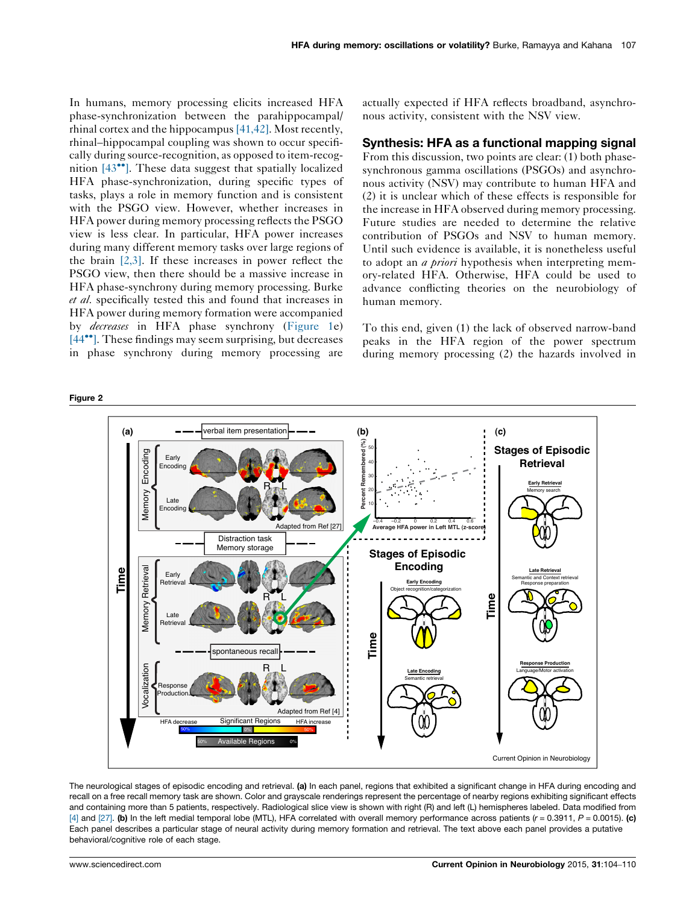In humans, memory processing elicits increased HFA phase-synchronization between the parahippocampal/rhinal cortex and the hippocampus [41,42]. Most recently, rhinal–hippocampal coupling was shown to occur specifically during source-recognition, as opposed to item-recognition [43••]. These data suggest that spatially localized HFA phase-synchronization, during specific types of tasks, plays a role in memory function and is consistent with the PSGO view. However, whether increases in HFA power during memory processing reflects the PSGO view is less clear. In particular, HFA power increases during many different memory tasks over large regions of the brain [2,3]. If these increases in power reflect the PSGO view, then there should be a massive increase in HFA phase-synchrony during memory processing. Burke *et al.* specifically tested this and found that increases in HFA power during memory formation were accompanied by *decreases* in HFA phase synchrony (Figure 1e) [44••]. These findings may seem surprising, but decreases in phase synchrony during memory processing are actually expected if HFA reflects broadband, asynchronous activity, consistent with the NSV view.

## Synthesis: HFA as a functional mapping signal

From this discussion, two points are clear: (1) both phase-synchronous gamma oscillations (PSGOs) and asynchronous activity (NSV) may contribute to human HFA and (2) it is unclear which of these effects is responsible for the increase in HFA observed during memory processing. Future studies are needed to determine the relative contribution of PSGOs and NSV to human memory. Until such evidence is available, it is nonetheless useful to adopt an *a priori* hypothesis when interpreting memory-related HFA. Otherwise, HFA could be used to advance conflicting theories on the neurobiology of human memory.

To this end, given (1) the lack of observed narrow-band peaks in the HFA region of the power spectrum during memory processing (2) the hazards involved in

**Figure 2**

The neurological stages of episodic encoding and retrieval. **(a)** In each panel, regions that exhibited a significant change in HFA during encoding and recall on a free recall memory task are shown. Color and grayscale renderings represent the percentage of nearby regions exhibiting significant effects and containing more than 5 patients, respectively. Radiological slice view is shown with right (R) and left (L) hemispheres labeled. Data modified from [4] and [27]. **(b)** In the left medial temporal lobe (MTL), HFA correlated with overall memory performance across patients ($r = 0.3911$, $P = 0.0015$). **(c)** Each panel describes a particular stage of neural activity during memory formation and retrieval. The text above each panel provides a putative behavioral/cognitive role of each stage.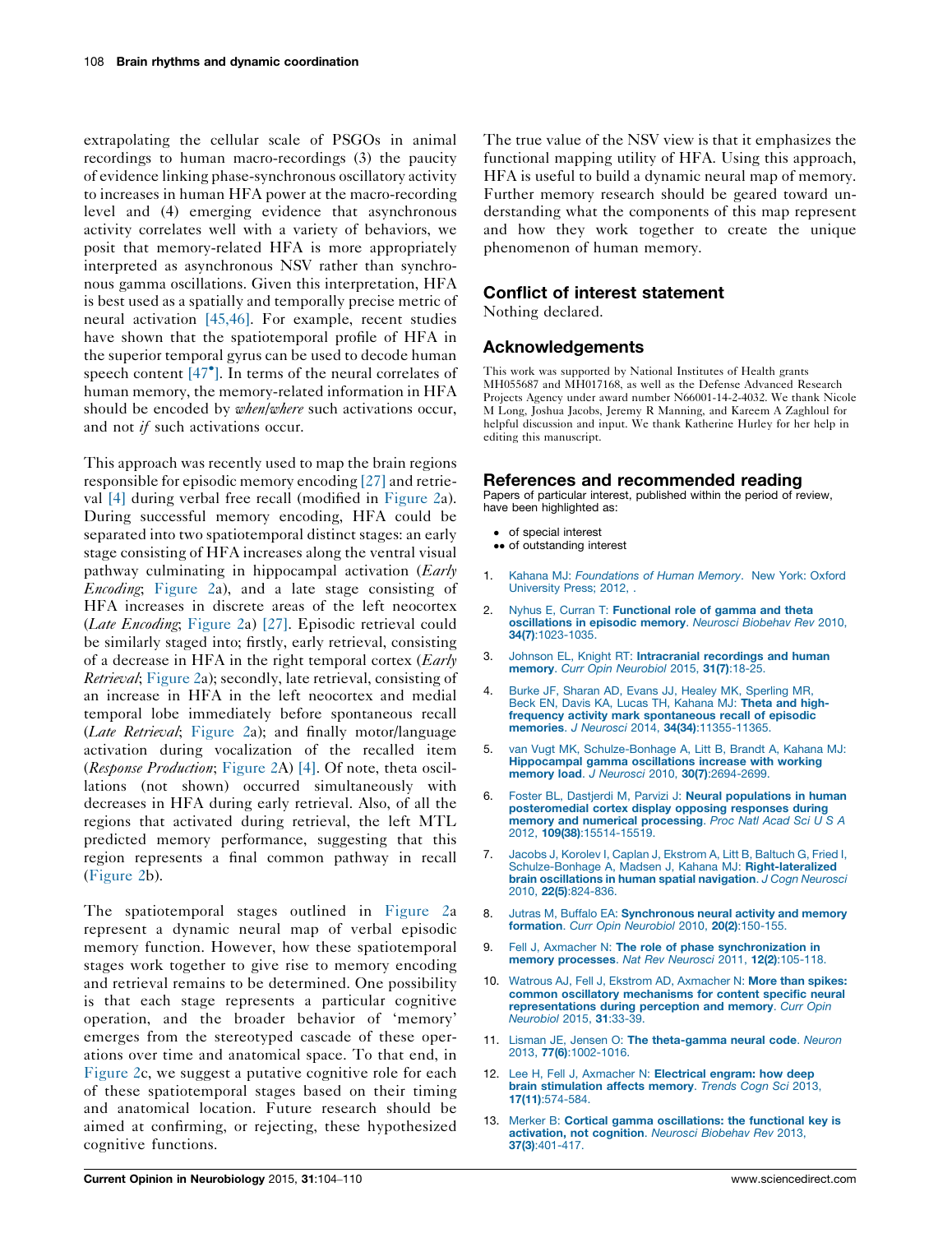extrapolating the cellular scale of PSGOs in animal recordings to human macro-recordings (3) the paucity of evidence linking phase-synchronous oscillatory activity to increases in human HFA power at the macro-recording level and (4) emerging evidence that asynchronous activity correlates well with a variety of behaviors, we posit that memory-related HFA is more appropriately interpreted as asynchronous NSV rather than synchronous gamma oscillations. Given this interpretation, HFA is best used as a spatially and temporally precise metric of neural activation [45,46]. For example, recent studies have shown that the spatiotemporal profile of HFA in the superior temporal gyrus can be used to decode human speech content [47•]. In terms of the neural correlates of human memory, the memory-related information in HFA should be encoded by *when/where* such activations occur, and not *if* such activations occur.

This approach was recently used to map the brain regions responsible for episodic memory encoding [27] and retrieval [4] during verbal free recall (modified in Figure 2a). During successful memory encoding, HFA could be separated into two spatiotemporal distinct stages: an early stage consisting of HFA increases along the ventral visual pathway culminating in hippocampal activation (*Early Encoding*; Figure 2a), and a late stage consisting of HFA increases in discrete areas of the left neocortex (*Late Encoding*; Figure 2a) [27]. Episodic retrieval could be similarly staged into; firstly, early retrieval, consisting of a decrease in HFA in the right temporal cortex (*Early Retrieval*; Figure 2a); secondly, late retrieval, consisting of an increase in HFA in the left neocortex and medial temporal lobe immediately before spontaneous recall (*Late Retrieval*; Figure 2a); and finally motor/language activation during vocalization of the recalled item (*Response Production*; Figure 2A) [4]. Of note, theta oscillations (not shown) occurred simultaneously with decreases in HFA during early retrieval. Also, of all the regions that activated during retrieval, the left MTL predicted memory performance, suggesting that this region represents a final common pathway in recall (Figure 2b).

The spatiotemporal stages outlined in Figure 2a represent a dynamic neural map of verbal episodic memory function. However, how these spatiotemporal stages work together to give rise to memory encoding and retrieval remains to be determined. One possibility is that each stage represents a particular cognitive operation, and the broader behavior of 'memory' emerges from the stereotyped cascade of these operations over time and anatomical space. To that end, in Figure 2c, we suggest a putative cognitive role for each of these spatiotemporal stages based on their timing and anatomical location. Future research should be aimed at confirming, or rejecting, these hypothesized cognitive functions.

The true value of the NSV view is that it emphasizes the functional mapping utility of HFA. Using this approach, HFA is useful to build a dynamic neural map of memory. Further memory research should be geared toward understanding what the components of this map represent and how they work together to create the unique phenomenon of human memory.

## Conflict of interest statement

Nothing declared.

## Acknowledgements

This work was supported by National Institutes of Health grants MH055687 and MH017168, as well as the Defense Advanced Research Projects Agency under award number N66001-14-2-4032. We thank Nicole M Long, Joshua Jacobs, Jeremy R Manning, and Kareem A Zaghloul for helpful discussion and input. We thank Katherine Hurley for her help in editing this manuscript.

## References and recommended reading

Papers of particular interest, published within the period of review, have been highlighted as:

- • of special interest
- •• of outstanding interest

1. Kahana MJ: *Foundations of Human Memory*. New York: Oxford University Press; 2012, .
2. Nyhus E, Curran T: **Functional role of gamma and theta oscillations in episodic memory**. *Neurosci Biobehav Rev* 2010, **34(7)**:1023-1035.
3. Johnson EL, Knight RT: **Intracranial recordings and human memory**. *Curr Opin Neurobiol* 2015, **31(7)**:18-25.
4. Burke JF, Sharan AD, Evans JJ, Healey MK, Sperling MR, Beck EN, Davis KA, Lucas TH, Kahana MJ: **Theta and high-frequency activity mark spontaneous recall of episodic memories**. *J Neurosci* 2014, **34(34)**:11355-11365.
5. van Vugt MK, Schulze-Bonhage A, Litt B, Brandt A, Kahana MJ: **Hippocampal gamma oscillations increase with working memory load**. *J Neurosci* 2010, **30(7)**:2694-2699.
6. Foster BL, Dastjerdi M, Parvizi J: **Neural populations in human posteromedial cortex display opposing responses during memory and numerical processing**. *Proc Natl Acad Sci U S A* 2012, **109(38)**:15514-15519.
7. Jacobs J, Korolev I, Caplan J, Ekstrom A, Litt B, Baltuch G, Fried I, Schulze-Bonhage A, Madsen J, Kahana MJ: **Right-lateralized brain oscillations in human spatial navigation**. *J Cogn Neurosci* 2010, **22(5)**:824-836.
8. Jutras M, Buffalo EA: **Synchronous neural activity and memory formation**. *Curr Opin Neurobiol* 2010, **20(2)**:150-155.
9. Fell J, Axmacher N: **The role of phase synchronization in memory processes**. *Nat Rev Neurosci* 2011, **12(2)**:105-118.
10. Watrous AJ, Fell J, Ekstrom AD, Axmacher N: **More than spikes: common oscillatory mechanisms for content specific neural representations during perception and memory**. *Curr Opin Neurobiol* 2015, **31**:33-39.
11. Lisman JE, Jensen O: **The theta-gamma neural code**. *Neuron* 2013, **77(6)**:1002-1016.
12. Lee H, Fell J, Axmacher N: **Electrical engram: how deep brain stimulation affects memory**. *Trends Cogn Sci* 2013, **17(11)**:574-584.
13. Merker B: **Cortical gamma oscillations: the functional key is activation, not cognition**. *Neurosci Biobehav Rev* 2013, **37(3)**:401-417.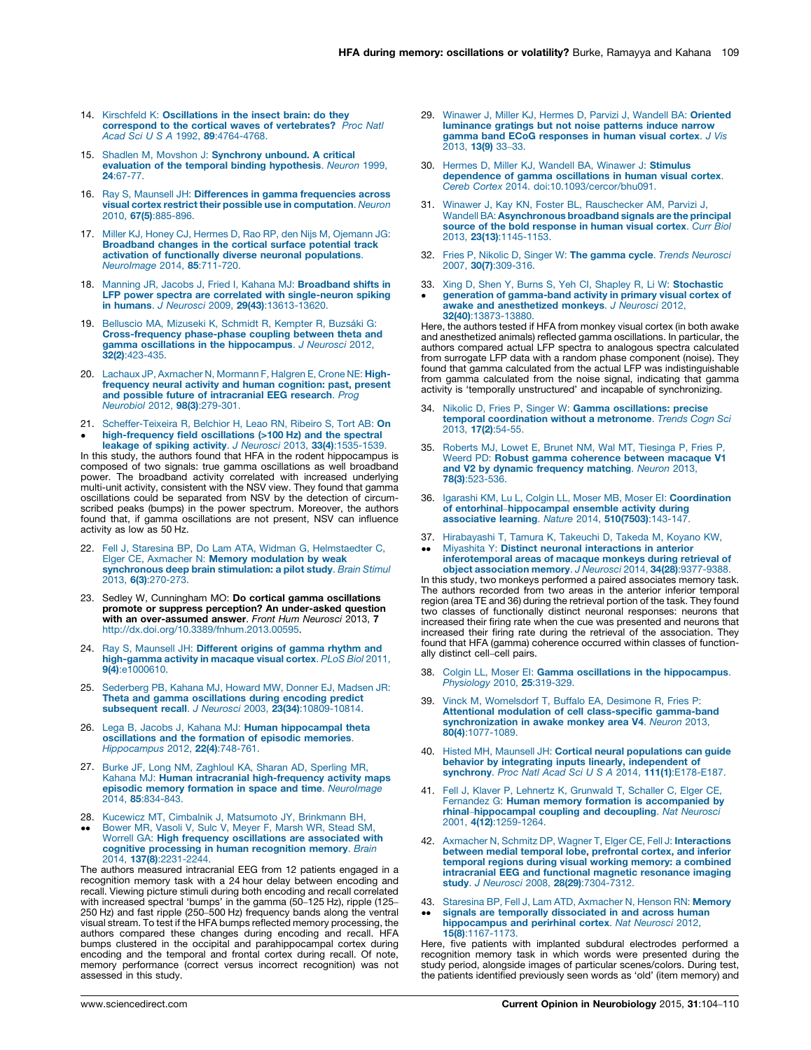14. Kirschfeld K: **Oscillations in the insect brain: do they correspond to the cortical waves of vertebrates?** *Proc Natl Acad Sci U S A* 1992, **89**:4764-4768.

15. Shadlen M, Movshon J: **Synchrony unbound. A critical evaluation of the temporal binding hypothesis**. *Neuron* 1999, **24**:67-77.

16. Ray S, Maunsell JH: **Differences in gamma frequencies across visual cortex restrict their possible use in computation**. *Neuron* 2010, **67(5)**:885-896.

17. Miller KJ, Honey CJ, Hermes D, Rao RP, den Nijs M, Ojemann JG: **Broadband changes in the cortical surface potential track activation of functionally diverse neuronal populations**. *NeuroImage* 2014, **85**:711-720.

18. Manning JR, Jacobs J, Fried I, Kahana MJ: **Broadband shifts in LFP power spectra are correlated with single-neuron spiking in humans**. *J Neurosci* 2009, **29(43)**:13613-13620.

19. Belluscio MA, Mizuseki K, Schmidt R, Kempter R, Buzsáki G: **Cross-frequency phase-phase coupling between theta and gamma oscillations in the hippocampus**. *J Neurosci* 2012, **32(2)**:423-435.

20. Lachaux JP, Axmacher N, Mormann F, Halgren E, Crone NE: **High-frequency neural activity and human cognition: past, present and possible future of intracranial EEG research**. *Prog Neurobiol* 2012, **98(3)**:279-301.

21. • Scheffer-Teixeira R, Belchior H, Leao RN, Ribeiro S, Tort AB: **On high-frequency field oscillations (>100 Hz) and the spectral leakage of spiking activity**. *J Neurosci* 2013, **33(4)**:1535-1539.

In this study, the authors found that HFA in the rodent hippocampus is composed of two signals: true gamma oscillations as well broadband power. The broadband activity correlated with increased underlying multi-unit activity, consistent with the NSV view. They found that gamma oscillations could be separated from NSV by the detection of circumscribed peaks (bumps) in the power spectrum. Moreover, the authors found that, if gamma oscillations are not present, NSV can influence activity as low as 50 Hz.

22. Fell J, Staresina BP, Do Lam ATA, Widman G, Helmstaedter C, Elger CE, Axmacher N: **Memory modulation by weak synchronous deep brain stimulation: a pilot study**. *Brain Stimul* 2013, **6(3)**:270-273.

23. Sedley W, Cunningham MO: **Do cortical gamma oscillations promote or suppress perception? An under-asked question with an over-assumed answer**. *Front Hum Neurosci* 2013, **7** http://dx.doi.org/10.3389/fnhum.2013.00595.

24. Ray S, Maunsell JH: **Different origins of gamma rhythm and high-gamma activity in macaque visual cortex**. *PLoS Biol* 2011, **9(4)**:e1000610.

25. Sederberg PB, Kahana MJ, Howard MW, Donner EJ, Madsen JR: **Theta and gamma oscillations during encoding predict subsequent recall**. *J Neurosci* 2003, **23(34)**:10809-10814.

26. Lega B, Jacobs J, Kahana MJ: **Human hippocampal theta oscillations and the formation of episodic memories**. *Hippocampus* 2012, **22(4)**:748-761.

27. Burke JF, Long NM, Zaghloul KA, Sharan AD, Sperling MR, Kahana MJ: **Human intracranial high-frequency activity maps episodic memory formation in space and time**. *NeuroImage* 2014, **85**:834-843.

28. •• Kucewicz MT, Cimbalnik J, Matsumoto JY, Brinkmann BH, Bower MR, Vasoli V, Sulc V, Meyer F, Marsh WR, Stead SM, Worrell GA: **High frequency oscillations are associated with cognitive processing in human recognition memory**. *Brain* 2014, **137(8)**:2231-2244.

The authors measured intracranial EEG from 12 patients engaged in a recognition memory task with a 24 hour delay between encoding and recall. Viewing picture stimuli during both encoding and recall correlated with increased spectral 'bumps' in the gamma (50–125 Hz), ripple (125–250 Hz) and fast ripple (250–500 Hz) frequency bands along the ventral visual stream. To test if the HFA bumps reflected memory processing, the authors compared these changes during encoding and recall. HFA bumps clustered in the occipital and parahippocampal cortex during encoding and the temporal and frontal cortex during recall. Of note, memory performance (correct versus incorrect recognition) was not assessed in this study.

29. Winawer J, Miller KJ, Hermes D, Parvizi J, Wandell BA: **Oriented luminance gratings but not noise patterns induce narrow gamma band ECoG responses in human visual cortex**. *J Vis* 2013, **13(9)** 33–33.

30. Hermes D, Miller KJ, Wandell BA, Winawer J: **Stimulus dependence of gamma oscillations in human visual cortex**. *Cereb Cortex* 2014. doi:10.1093/cercor/bhu091.

31. Winawer J, Kay KN, Foster BL, Rauschecker AM, Parvizi J, Wandell BA: **Asynchronous broadband signals are the principal source of the bold response in human visual cortex**. *Curr Biol* 2013, **23(13)**:1145-1153.

32. Fries P, Nikolic D, Singer W: **The gamma cycle**. *Trends Neurosci* 2007, **30(7)**:309-316.

33. • Xing D, Shen Y, Burns S, Yeh CI, Shapley R, Li W: **Stochastic generation of gamma-band activity in primary visual cortex of awake and anesthetized monkeys**. *J Neurosci* 2012, **32(40)**:13873-13880.

Here, the authors tested if HFA from monkey visual cortex (in both awake and anesthetized animals) reflected gamma oscillations. In particular, the authors compared actual LFP spectra to analogous spectra calculated from surrogate LFP data with a random phase component (noise). They found that gamma calculated from the actual LFP was indistinguishable from gamma calculated from the noise signal, indicating that gamma activity is 'temporally unstructured' and incapable of synchronizing.

34. Nikolic D, Fries P, Singer W: **Gamma oscillations: precise temporal coordination without a metronome**. *Trends Cogn Sci* 2013, **17(2)**:54-55.

35. Roberts MJ, Lowet E, Brunet NM, Wal MT, Tiesinga P, Fries P, Weerd PD: **Robust gamma coherence between macaque V1 and V2 by dynamic frequency matching**. *Neuron* 2013, **78(3)**:523-536.

36. Igarashi KM, Lu L, Colgin LL, Moser MB, Moser EI: **Coordination of entorhinal–hippocampal ensemble activity during associative learning**. *Nature* 2014, **510(7503)**:143-147.

37. •• Hirabayashi T, Tamura K, Takeuchi D, Takeda M, Koyano KW, Miyashita Y: **Distinct neuronal interactions in anterior inferotemporal areas of macaque monkeys during retrieval of object association memory**. *J Neurosci* 2014, **34(28)**:9377-9388.

In this study, two monkeys performed a paired associates memory task. The authors recorded from two areas in the anterior inferior temporal region (area TE and 36) during the retrieval portion of the task. They found two classes of functionally distinct neuronal responses: neurons that increased their firing rate when the cue was presented and neurons that increased their firing rate during the retrieval of the association. They found that HFA (gamma) coherence occurred within classes of functionally distinct cell–cell pairs.

38. Colgin LL, Moser EI: **Gamma oscillations in the hippocampus**. *Physiology* 2010, **25**:319-329.

39. Vinck M, Womelsdorf T, Buffalo EA, Desimone R, Fries P: **Attentional modulation of cell class-specific gamma-band synchronization in awake monkey area V4**. *Neuron* 2013, **80(4)**:1077-1089.

40. Histed MH, Maunsell JH: **Cortical neural populations can guide behavior by integrating inputs linearly, independent of synchrony**. *Proc Natl Acad Sci U S A* 2014, **111(1)**:E178-E187.

41. Fell J, Klaver P, Lehnertz K, Grunwald T, Schaller C, Elger CE, Fernandez G: **Human memory formation is accompanied by rhinal–hippocampal coupling and decoupling**. *Nat Neurosci* 2001, **4(12)**:1259-1264.

42. Axmacher N, Schmitz DP, Wagner T, Elger CE, Fell J: **Interactions between medial temporal lobe, prefrontal cortex, and inferior temporal regions during visual working memory: a combined intracranial EEG and functional magnetic resonance imaging study**. *J Neurosci* 2008, **28(29)**:7304-7312.

43. •• Staresina BP, Fell J, Lam ATD, Axmacher N, Henson RN: **Memory signals are temporally dissociated in and across human hippocampus and perirhinal cortex**. *Nat Neurosci* 2012, **15(8)**:1167-1173.

Here, five patients with implanted subdural electrodes performed a recognition memory task in which words were presented during the study period, alongside images of particular scenes/colors. During test, the patients identified previously seen words as 'old' (item memory) and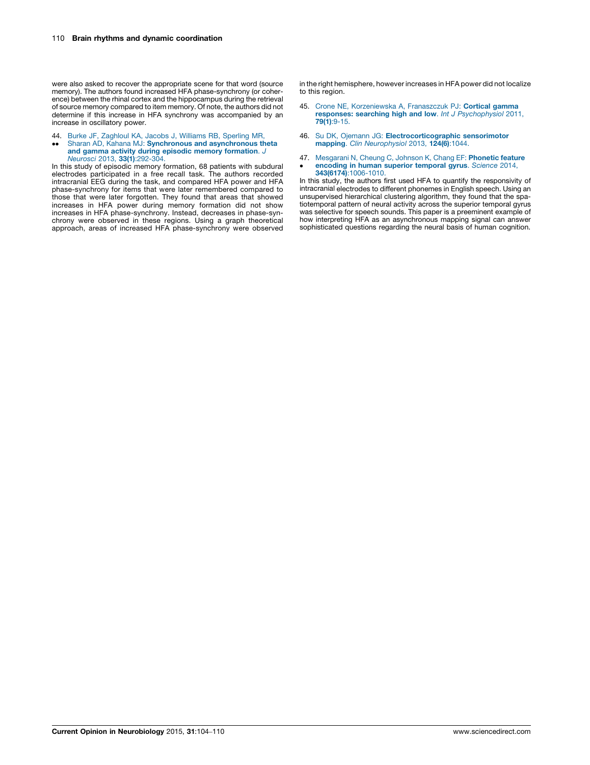were also asked to recover the appropriate scene for that word (source memory). The authors found increased HFA phase-synchrony (or coherence) between the rhinal cortex and the hippocampus during the retrieval of source memory compared to item memory. Of note, the authors did not determine if this increase in HFA synchrony was accompanied by an increase in oscillatory power.

44. •• Burke JF, Zaghloul KA, Jacobs J, Williams RB, Sperling MR, Sharan AD, Kahana MJ: **Synchronous and asynchronous theta and gamma activity during episodic memory formation**. *J Neurosci* 2013, **33(1)**:292-304.

In this study of episodic memory formation, 68 patients with subdural electrodes participated in a free recall task. The authors recorded intracranial EEG during the task, and compared HFA power and HFA phase-synchrony for items that were later remembered compared to those that were later forgotten. They found that areas that showed increases in HFA power during memory formation did not show increases in HFA phase-synchrony. Instead, decreases in phase-synchrony were observed in these regions. Using a graph theoretical approach, areas of increased HFA phase-synchrony were observed in the right hemisphere, however increases in HFA power did not localize to this region.

45. Crone NE, Korzeniewska A, Franaszczuk PJ: **Cortical gamma responses: searching high and low**. *Int J Psychophysiol* 2011, **79(1)**:9-15.

46. Su DK, Ojemann JG: **Electrocorticographic sensorimotor mapping**. *Clin Neurophysiol* 2013, **124(6)**:1044.

47. • Mesgarani N, Cheung C, Johnson K, Chang EF: **Phonetic feature encoding in human superior temporal gyrus**. *Science* 2014, **343(6174)**:1006-1010.

In this study, the authors first used HFA to quantify the responsivity of intracranial electrodes to different phonemes in English speech. Using an unsupervised hierarchical clustering algorithm, they found that the spatiotemporal pattern of neural activity across the superior temporal gyrus was selective for speech sounds. This paper is a preeminent example of how interpreting HFA as an asynchronous mapping signal can answer sophisticated questions regarding the neural basis of human cognition.